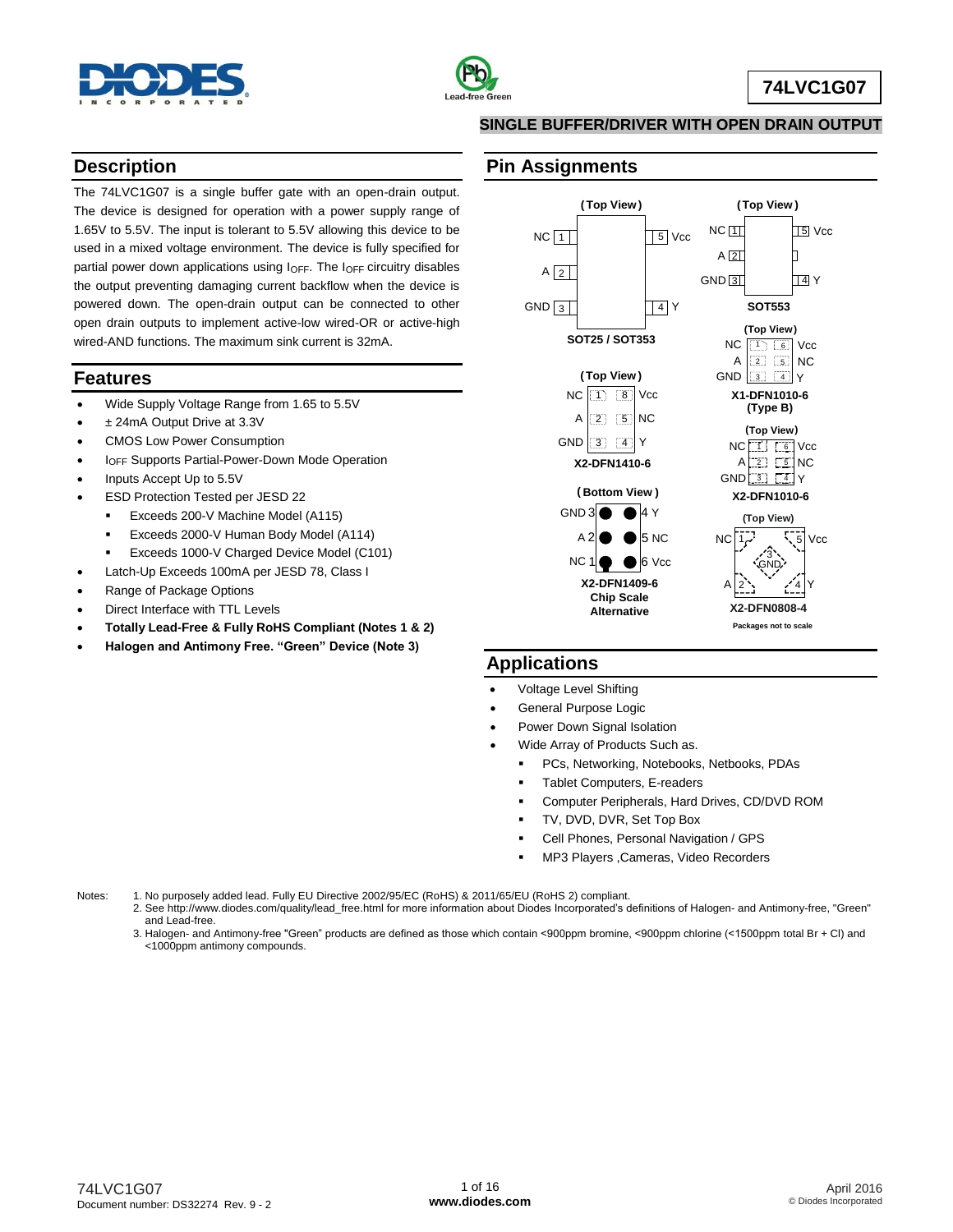# 74LVC1G07

## SINGLE BUFFER/DRIVER WITH OPEN DRAIN OUTPUT

## Description

The 74LVC1G07 is a single buffer gate with an open-drain output. The device is designed for operation with a power supply range of 1.65V to 5.5V. The input is tolerant to 5.5V allowing this device to be used in a mixed voltage environment. The device is fully specified for partial power down applications using $I_{OFF}$. The $I_{OFF}$ circuitry disables the output preventing damaging current backflow when the device is powered down. The open-drain output can be connected to other open drain outputs to implement active-low wired-OR or active-high wired-AND functions. The maximum sink current is 32mA.

## Features

- Wide Supply Voltage Range from 1.65 to 5.5V
- ± 24mA Output Drive at 3.3V
- CMOS Low Power Consumption
- $I_{OFF}$ Supports Partial-Power-Down Mode Operation
- Inputs Accept Up to 5.5V
- ESD Protection Tested per JESD 22
  - Exceeds 200-V Machine Model (A115)
  - Exceeds 2000-V Human Body Model (A114)
  - Exceeds 1000-V Charged Device Model (C101)
- Latch-Up Exceeds 100mA per JESD 78, Class I
- Range of Package Options
- Direct Interface with TTL Levels
- **Totally Lead-Free & Fully RoHS Compliant (Notes 1 & 2)**
- **Halogen and Antimony Free. "Green" Device (Note 3)**

## Pin Assignments

(Top View)

| Pin | Name | Pin | Name |
|---|---|---|---|
| 1 | NC | 5 | Vcc |
| 2 | A | | |
| 3 | GND | 4 | Y |

SOT25 / SOT353

(Top View)

| Pin | Name | Pin | Name |
|---|---|---|---|
| 1 | NC | 5 | Vcc |
| 2 | A | | |
| 3 | GND | 4 | Y |

SOT553

(Top View)

| Pin | Name | Pin | Name |
|---|---|---|---|
| 1 | NC | 6 | Vcc |
| 2 | A | 5 | NC |
| 3 | GND | 4 | Y |

X1-DFN1010-6 (Type B)

(Top View)

| Pin | Name | Pin | Name |
|---|---|---|---|
| 1 | NC | 8 | Vcc |
| 2 | A | 5 | NC |
| 3 | GND | 4 | Y |

X2-DFN1410-6

(Top View)

| Pin | Name | Pin | Name |
|---|---|---|---|
| 1 | NC | 6 | Vcc |
| 2 | A | 5 | NC |
| 3 | GND | 4 | Y |

X2-DFN1010-6

(Bottom View)

| Pin | Name | Pin | Name |
|---|---|---|---|
| 3 | GND | 4 | Y |
| 2 | A | 5 | NC |
| 1 | NC | 6 | Vcc |

X2-DFN1409-6 Chip Scale Alternative

(Top View)

| Pin | Name |
|---|---|
| 1 | NC |
| 2 | A |
| 3 | GND |
| 4 | Y |
| 5 | Vcc |

X2-DFN0808-4

Packages not to scale

## Applications

- Voltage Level Shifting
- General Purpose Logic
- Power Down Signal Isolation
- Wide Array of Products Such as.
  - PCs, Networking, Notebooks, Netbooks, PDAs
  - Tablet Computers, E-readers
  - Computer Peripherals, Hard Drives, CD/DVD ROM
  - TV, DVD, DVR, Set Top Box
  - Cell Phones, Personal Navigation / GPS
  - MP3 Players ,Cameras, Video Recorders

Notes:
1. No purposely added lead. Fully EU Directive 2002/95/EC (RoHS) & 2011/65/EU (RoHS 2) compliant.
2. See http://www.diodes.com/quality/lead_free.html for more information about Diodes Incorporated's definitions of Halogen- and Antimony-free, "Green" and Lead-free.
3. Halogen- and Antimony-free "Green" products are defined as those which contain <900ppm bromine, <900ppm chlorine (<1500ppm total Br + Cl) and <1000ppm antimony compounds.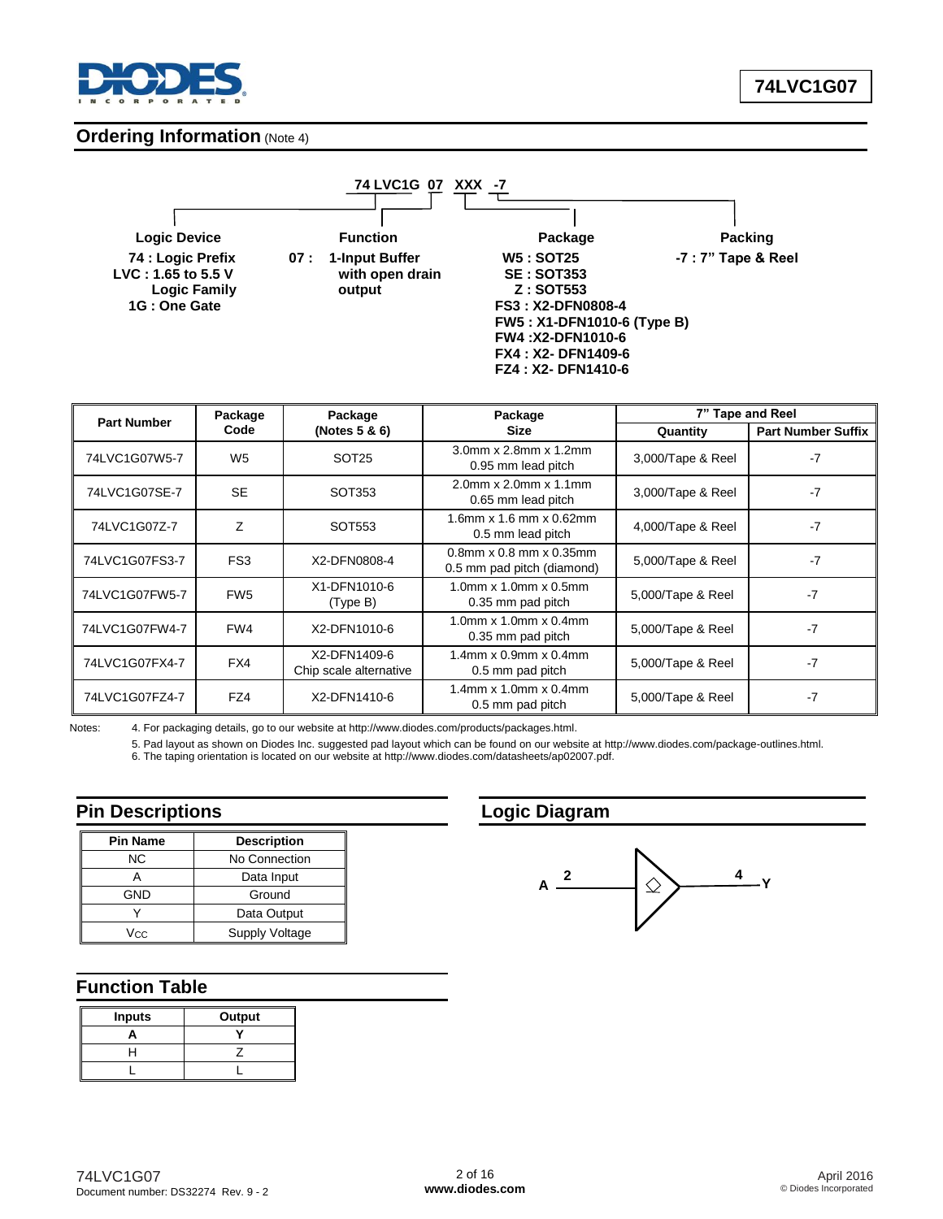## Ordering Information (Note 4)

**74 LVC1G 07 XXX -7**

**Logic Device**
**74 : Logic Prefix**
**LVC : 1.65 to 5.5 V Logic Family**
**1G : One Gate**

**Function**
**07 : 1-Input Buffer with open drain output**

**Package**
**W5 : SOT25**
**SE : SOT353**
**Z : SOT553**
**FS3 : X2-DFN0808-4**
**FW5 : X1-DFN1010-6 (Type B)**
**FW4 :X2-DFN1010-6**
**FX4 : X2- DFN1409-6**
**FZ4 : X2- DFN1410-6**

**Packing**
**-7 : 7" Tape & Reel**

| Part Number | Package Code | Package (Notes 5 & 6) | Package Size | 7" Tape and Reel | |
|---|---|---|---|---|---|
| | | | | Quantity | Part Number Suffix |
| 74LVC1G07W5-7 | W5 | SOT25 | 3.0mm x 2.8mm x 1.2mm 0.95 mm lead pitch | 3,000/Tape & Reel | -7 |
| 74LVC1G07SE-7 | SE | SOT353 | 2.0mm x 2.0mm x 1.1mm 0.65 mm lead pitch | 3,000/Tape & Reel | -7 |
| 74LVC1G07Z-7 | Z | SOT553 | 1.6mm x 1.6 mm x 0.62mm 0.5 mm lead pitch | 4,000/Tape & Reel | -7 |
| 74LVC1G07FS3-7 | FS3 | X2-DFN0808-4 | 0.8mm x 0.8 mm x 0.35mm 0.5 mm pad pitch (diamond) | 5,000/Tape & Reel | -7 |
| 74LVC1G07FW5-7 | FW5 | X1-DFN1010-6 (Type B) | 1.0mm x 1.0mm x 0.5mm 0.35 mm pad pitch | 5,000/Tape & Reel | -7 |
| 74LVC1G07FW4-7 | FW4 | X2-DFN1010-6 | 1.0mm x 1.0mm x 0.4mm 0.35 mm pad pitch | 5,000/Tape & Reel | -7 |
| 74LVC1G07FX4-7 | FX4 | X2-DFN1409-6 Chip scale alternative | 1.4mm x 0.9mm x 0.4mm 0.5 mm pad pitch | 5,000/Tape & Reel | -7 |
| 74LVC1G07FZ4-7 | FZ4 | X2-DFN1410-6 | 1.4mm x 1.0mm x 0.4mm 0.5 mm pad pitch | 5,000/Tape & Reel | -7 |

Notes:
4. For packaging details, go to our website at http://www.diodes.com/products/packages.html.
5. Pad layout as shown on Diodes Inc. suggested pad layout which can be found on our website at http://www.diodes.com/package-outlines.html.
6. The taping orientation is located on our website at http://www.diodes.com/datasheets/ap02007.pdf.

## Pin Descriptions

| Pin Name | Description |
|---|---|
| NC | No Connection |
| A | Data Input |
| GND | Ground |
| Y | Data Output |
| $V_{CC}$ | Supply Voltage |

## Logic Diagram

A 2 → ◇ → 4 Y

## Function Table

| Inputs | Output |
|---|---|
| **A** | **Y** |
| H | Z |
| L | L |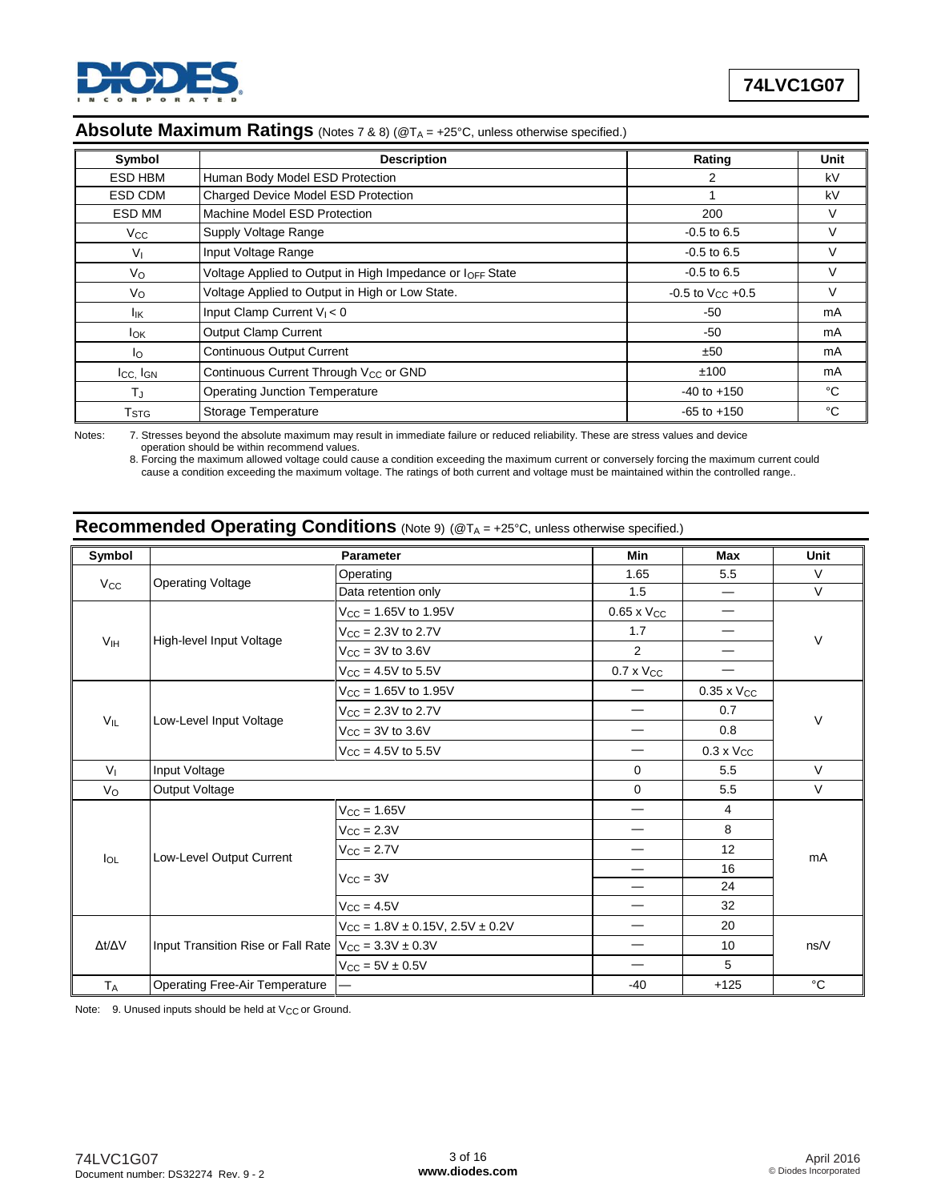## Absolute Maximum Ratings (Notes 7 & 8) (@$T_A$ = +25°C, unless otherwise specified.)

| Symbol | Description | Rating | Unit |
|---|---|---|---|
| ESD HBM | Human Body Model ESD Protection | 2 | kV |
| ESD CDM | Charged Device Model ESD Protection | 1 | kV |
| ESD MM | Machine Model ESD Protection | 200 | V |
| $V_{CC}$ | Supply Voltage Range | -0.5 to 6.5 | V |
| $V_I$ | Input Voltage Range | -0.5 to 6.5 | V |
| $V_O$ | Voltage Applied to Output in High Impedance or $I_{OFF}$ State | -0.5 to 6.5 | V |
| $V_O$ | Voltage Applied to Output in High or Low State. | -0.5 to $V_{CC}$ +0.5 | V |
| $I_{IK}$ | Input Clamp Current $V_I < 0$ | -50 | mA |
| $I_{OK}$ | Output Clamp Current | -50 | mA |
| $I_O$ | Continuous Output Current | ±50 | mA |
| $I_{CC}$, $I_{GN}$ | Continuous Current Through $V_{CC}$ or GND | ±100 | mA |
| $T_J$ | Operating Junction Temperature | -40 to +150 | °C |
| $T_{STG}$ | Storage Temperature | -65 to +150 | °C |

Notes: 7. Stresses beyond the absolute maximum may result in immediate failure or reduced reliability. These are stress values and device operation should be within recommend values.
8. Forcing the maximum allowed voltage could cause a condition exceeding the maximum current or conversely forcing the maximum current could cause a condition exceeding the maximum voltage. The ratings of both current and voltage must be maintained within the controlled range..

## Recommended Operating Conditions (Note 9) (@$T_A$ = +25°C, unless otherwise specified.)

| Symbol | Parameter | | Min | Max | Unit |
|---|---|---|---|---|---|
| $V_{CC}$ | Operating Voltage | Operating | 1.65 | 5.5 | V |
| | | Data retention only | 1.5 | — | V |
| $V_{IH}$ | High-level Input Voltage | $V_{CC}$ = 1.65V to 1.95V | 0.65 x $V_{CC}$ | — | V |
| | | $V_{CC}$ = 2.3V to 2.7V | 1.7 | — | |
| | | $V_{CC}$ = 3V to 3.6V | 2 | — | |
| | | $V_{CC}$ = 4.5V to 5.5V | 0.7 x $V_{CC}$ | — | |
| $V_{IL}$ | Low-Level Input Voltage | $V_{CC}$ = 1.65V to 1.95V | — | 0.35 x $V_{CC}$ | V |
| | | $V_{CC}$ = 2.3V to 2.7V | — | 0.7 | |
| | | $V_{CC}$ = 3V to 3.6V | — | 0.8 | |
| | | $V_{CC}$ = 4.5V to 5.5V | — | 0.3 x $V_{CC}$ | |
| $V_I$ | Input Voltage | | 0 | 5.5 | V |
| $V_O$ | Output Voltage | | 0 | 5.5 | V |
| $I_{OL}$ | Low-Level Output Current | $V_{CC}$ = 1.65V | — | 4 | mA |
| | | $V_{CC}$ = 2.3V | — | 8 | |
| | | $V_{CC}$ = 2.7V | — | 12 | |
| | | $V_{CC}$ = 3V | — | 16 | |
| | | | — | 24 | |
| | | $V_{CC}$ = 4.5V | — | 32 | |
| $\Delta t/\Delta V$ | Input Transition Rise or Fall Rate | $V_{CC}$ = 1.8V ± 0.15V, 2.5V ± 0.2V | — | 20 | ns/V |
| | | $V_{CC}$ = 3.3V ± 0.3V | — | 10 | |
| | | $V_{CC}$ = 5V ± 0.5V | — | 5 | |
| $T_A$ | Operating Free-Air Temperature | — | -40 | +125 | °C |

Note: 9. Unused inputs should be held at $V_{CC}$ or Ground.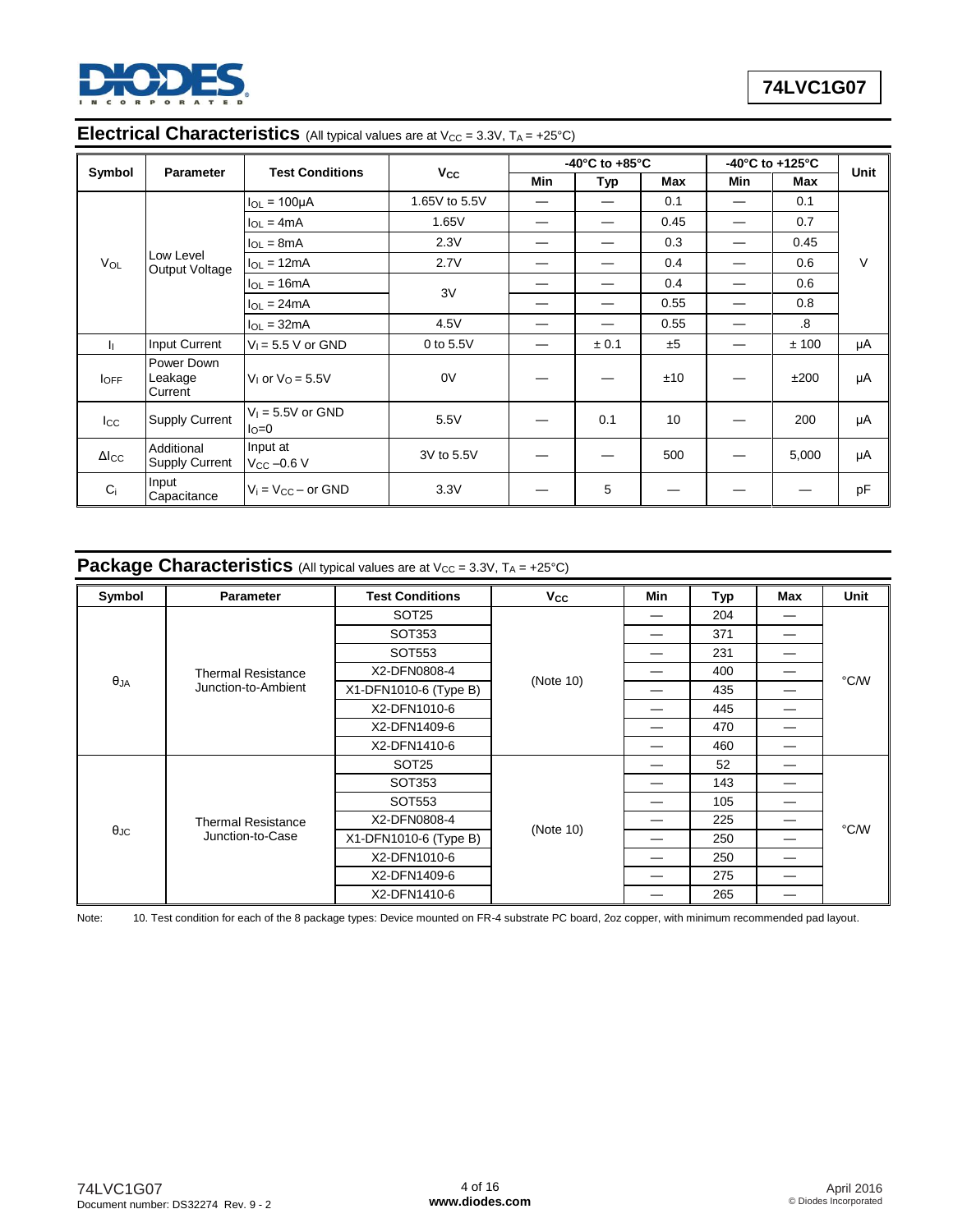## Electrical Characteristics (All typical values are at $V_{CC}$ = 3.3V, $T_A$ = +25°C)

| Symbol | Parameter | Test Conditions | $V_{CC}$ | -40°C to +85°C | | | -40°C to +125°C | | Unit |
|---|---|---|---|---|---|---|---|---|---|
| | | | | Min | Typ | Max | Min | Max | |
| $V_{OL}$ | Low Level Output Voltage | $I_{OL}$ = 100μA | 1.65V to 5.5V | — | — | 0.1 | — | 0.1 | V |
| | | $I_{OL}$ = 4mA | 1.65V | — | — | 0.45 | — | 0.7 | |
| | | $I_{OL}$ = 8mA | 2.3V | — | — | 0.3 | — | 0.45 | |
| | | $I_{OL}$ = 12mA | 2.7V | — | — | 0.4 | — | 0.6 | |
| | | $I_{OL}$ = 16mA | 3V | — | — | 0.4 | — | 0.6 | |
| | | $I_{OL}$ = 24mA | | — | — | 0.55 | — | 0.8 | |
| | | $I_{OL}$ = 32mA | 4.5V | — | — | 0.55 | — | .8 | |
| $I_I$ | Input Current | $V_I$ = 5.5 V or GND | 0 to 5.5V | — | ± 0.1 | ±5 | — | ± 100 | μA |
| $I_{OFF}$ | Power Down Leakage Current | $V_I$ or $V_O$ = 5.5V | 0V | — | — | ±10 | — | ±200 | μA |
| $I_{CC}$ | Supply Current | $V_I$ = 5.5V or GND $I_O$=0 | 5.5V | — | 0.1 | 10 | — | 200 | μA |
| $\Delta I_{CC}$ | Additional Supply Current | Input at $V_{CC}$ –0.6 V | 3V to 5.5V | — | — | 500 | — | 5,000 | μA |
| $C_i$ | Input Capacitance | $V_i$ = $V_{CC}$ – or GND | 3.3V | — | 5 | — | — | — | pF |

## Package Characteristics (All typical values are at $V_{CC}$ = 3.3V, $T_A$ = +25°C)

| Symbol | Parameter | Test Conditions | $V_{CC}$ | Min | Typ | Max | Unit |
|---|---|---|---|---|---|---|---|
| $\theta_{JA}$ | Thermal Resistance Junction-to-Ambient | SOT25 | (Note 10) | — | 204 | — | °C/W |
| | | SOT353 | | — | 371 | — | |
| | | SOT553 | | — | 231 | — | |
| | | X2-DFN0808-4 | | — | 400 | — | |
| | | X1-DFN1010-6 (Type B) | | — | 435 | — | |
| | | X2-DFN1010-6 | | — | 445 | — | |
| | | X2-DFN1409-6 | | — | 470 | — | |
| | | X2-DFN1410-6 | | — | 460 | — | |
| $\theta_{JC}$ | Thermal Resistance Junction-to-Case | SOT25 | (Note 10) | — | 52 | — | °C/W |
| | | SOT353 | | — | 143 | — | |
| | | SOT553 | | — | 105 | — | |
| | | X2-DFN0808-4 | | — | 225 | — | |
| | | X1-DFN1010-6 (Type B) | | — | 250 | — | |
| | | X2-DFN1010-6 | | — | 250 | — | |
| | | X2-DFN1409-6 | | — | 275 | — | |
| | | X2-DFN1410-6 | | — | 265 | — | |

Note: 10. Test condition for each of the 8 package types: Device mounted on FR-4 substrate PC board, 2oz copper, with minimum recommended pad layout.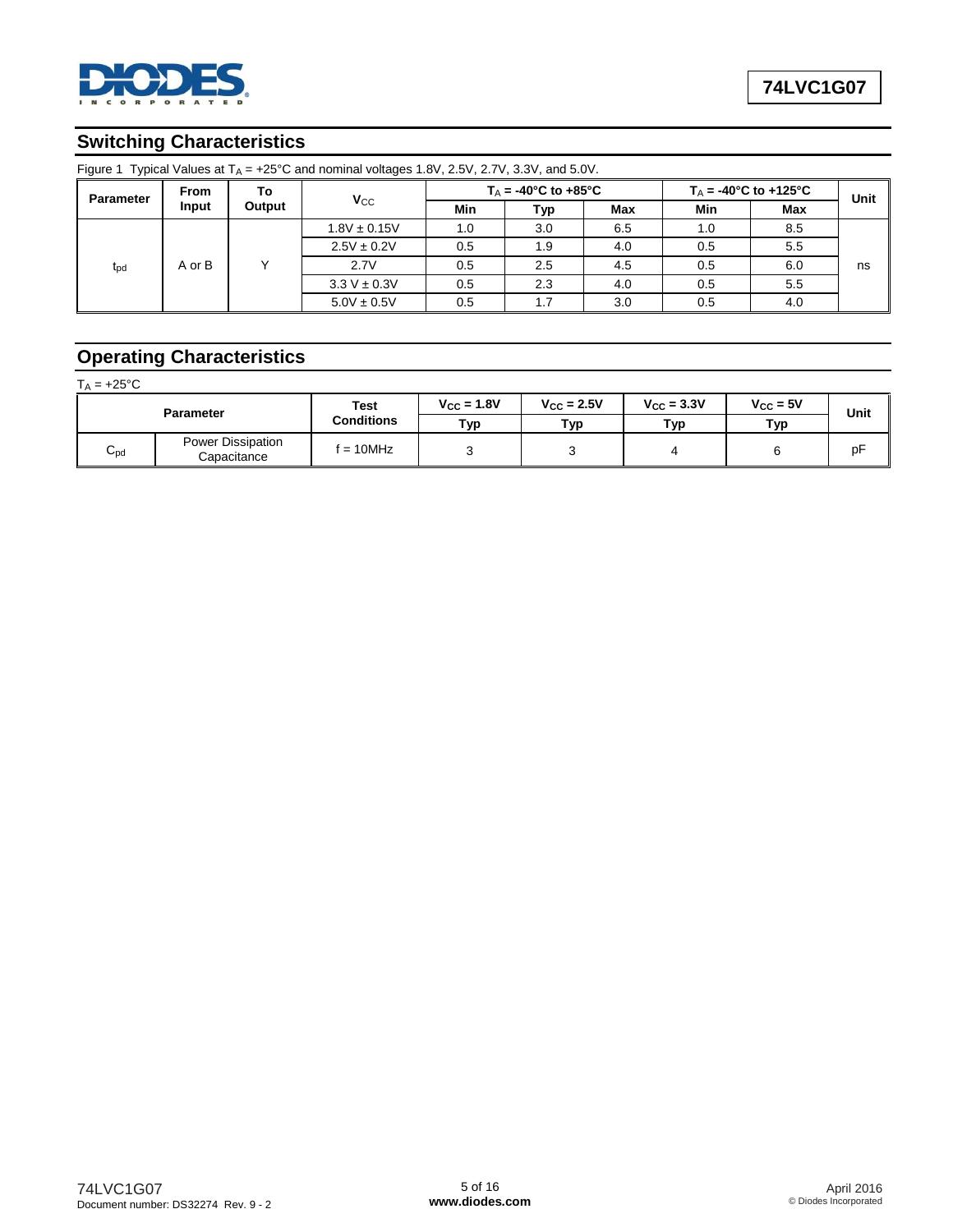## Switching Characteristics

Figure 1 Typical Values at $T_A$ = +25°C and nominal voltages 1.8V, 2.5V, 2.7V, 3.3V, and 5.0V.

| Parameter | From Input | To Output | $V_{CC}$ | $T_A$ = -40°C to +85°C | | | $T_A$ = -40°C to +125°C | | Unit |
|---|---|---|---|---|---|---|---|---|---|
| | | | | Min | Typ | Max | Min | Max | |
| $t_{pd}$ | A or B | Y | 1.8V ± 0.15V | 1.0 | 3.0 | 6.5 | 1.0 | 8.5 | ns |
| | | | 2.5V ± 0.2V | 0.5 | 1.9 | 4.0 | 0.5 | 5.5 | |
| | | | 2.7V | 0.5 | 2.5 | 4.5 | 0.5 | 6.0 | |
| | | | 3.3 V ± 0.3V | 0.5 | 2.3 | 4.0 | 0.5 | 5.5 | |
| | | | 5.0V ± 0.5V | 0.5 | 1.7 | 3.0 | 0.5 | 4.0 | |

## Operating Characteristics

$T_A$ = +25°C

| Parameter | | Test Conditions | $V_{CC}$ = 1.8V | $V_{CC}$ = 2.5V | $V_{CC}$ = 3.3V | $V_{CC}$ = 5V | Unit |
|---|---|---|---|---|---|---|---|
| | | | Typ | Typ | Typ | Typ | |
| $C_{pd}$ | Power Dissipation Capacitance | f = 10MHz | 3 | 3 | 4 | 6 | pF |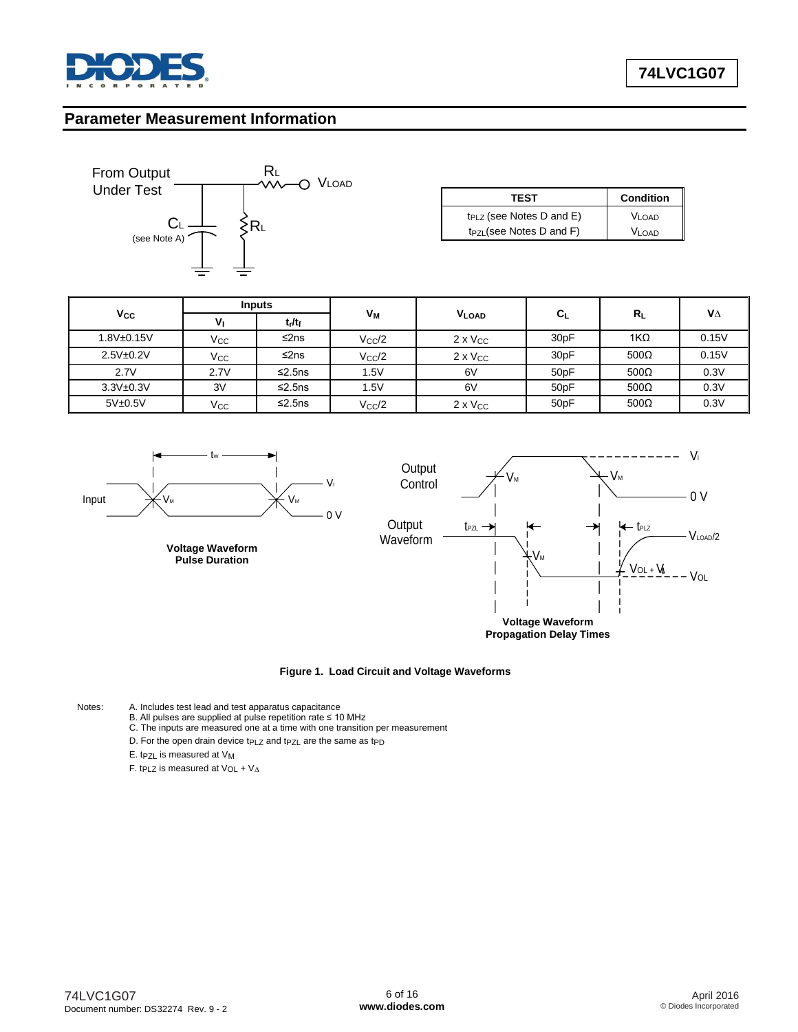## Parameter Measurement Information

| TEST | Condition |
|---|---|
| $t_{PLZ}$ (see Notes D and E) | $V_{LOAD}$ |
| $t_{PZL}$ (see Notes D and F) | $V_{LOAD}$ |

| $V_{CC}$ | Inputs | | $V_M$ | $V_{LOAD}$ | $C_L$ | $R_L$ | $V_\Delta$ |
|---|---|---|---|---|---|---|---|
| | $V_I$ | $t_r/t_f$ | | | | | |
| 1.8V±0.15V | $V_{CC}$ | ≤2ns | $V_{CC}/2$ | 2 x $V_{CC}$ | 30pF | 1KΩ | 0.15V |
| 2.5V±0.2V | $V_{CC}$ | ≤2ns | $V_{CC}/2$ | 2 x $V_{CC}$ | 30pF | 500Ω | 0.15V |
| 2.7V | 2.7V | ≤2.5ns | 1.5V | 6V | 50pF | 500Ω | 0.3V |
| 3.3V±0.3V | 3V | ≤2.5ns | 1.5V | 6V | 50pF | 500Ω | 0.3V |
| 5V±0.5V | $V_{CC}$ | ≤2.5ns | $V_{CC}/2$ | 2 x $V_{CC}$ | 50pF | 500Ω | 0.3V |

Voltage Waveform Pulse Duration

Voltage Waveform Propagation Delay Times

**Figure 1. Load Circuit and Voltage Waveforms**

Notes:
A. Includes test lead and test apparatus capacitance
B. All pulses are supplied at pulse repetition rate ≤ 10 MHz
C. The inputs are measured one at a time with one transition per measurement
D. For the open drain device $t_{PLZ}$ and $t_{PZL}$ are the same as $t_{PD}$
E. $t_{PZL}$ is measured at $V_M$
F. $t_{PLZ}$ is measured at $V_{OL} + V_\Delta$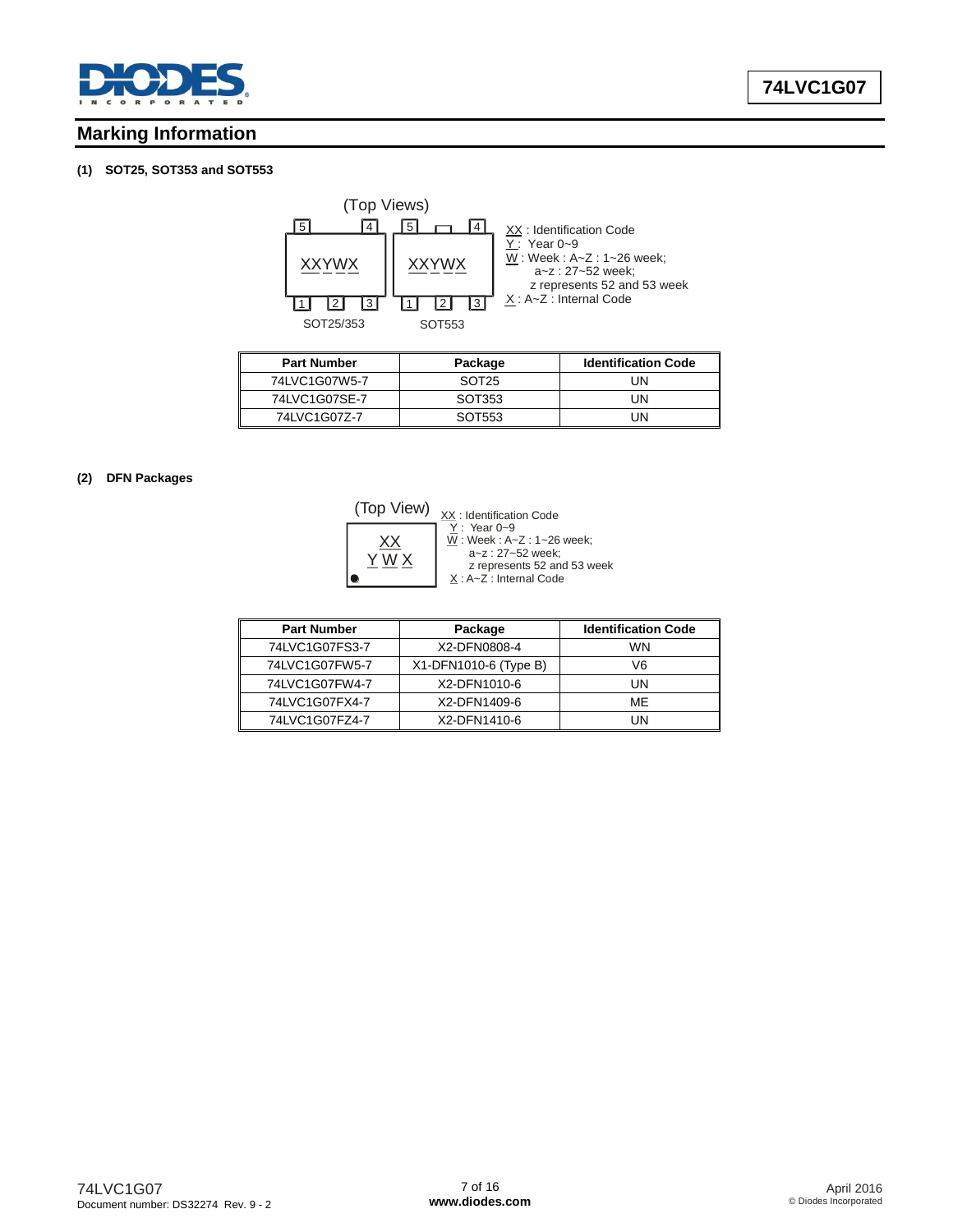## Marking Information

**(1) SOT25, SOT353 and SOT553**

(Top Views)

XXYWX (SOT25/353) XXYWX (SOT553)

XX : Identification Code
Y : Year 0~9
W : Week : A~Z : 1~26 week;
a~z : 27~52 week;
z represents 52 and 53 week
X : A~Z : Internal Code

| Part Number | Package | Identification Code |
|---|---|---|
| 74LVC1G07W5-7 | SOT25 | UN |
| 74LVC1G07SE-7 | SOT353 | UN |
| 74LVC1G07Z-7 | SOT553 | UN |

**(2) DFN Packages**

(Top View)

XX
Y W X

XX : Identification Code
Y : Year 0~9
W : Week : A~Z : 1~26 week;
a~z : 27~52 week;
z represents 52 and 53 week
X : A~Z : Internal Code

| Part Number | Package | Identification Code |
|---|---|---|
| 74LVC1G07FS3-7 | X2-DFN0808-4 | WN |
| 74LVC1G07FW5-7 | X1-DFN1010-6 (Type B) | V6 |
| 74LVC1G07FW4-7 | X2-DFN1010-6 | UN |
| 74LVC1G07FX4-7 | X2-DFN1409-6 | ME |
| 74LVC1G07FZ4-7 | X2-DFN1410-6 | UN |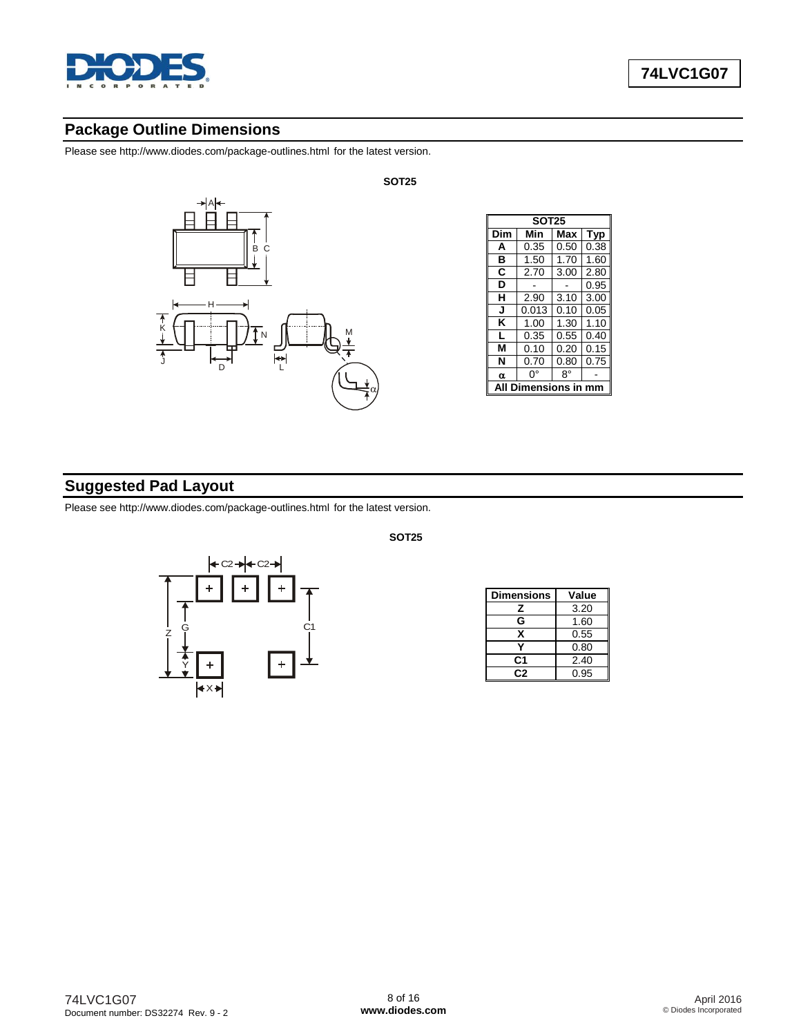## Package Outline Dimensions

Please see http://www.diodes.com/package-outlines.html for the latest version.

**SOT25**

| SOT25 | | | |
|---|---|---|---|
| **Dim** | **Min** | **Max** | **Typ** |
| **A** | 0.35 | 0.50 | 0.38 |
| **B** | 1.50 | 1.70 | 1.60 |
| **C** | 2.70 | 3.00 | 2.80 |
| **D** | - | - | 0.95 |
| **H** | 2.90 | 3.10 | 3.00 |
| **J** | 0.013 | 0.10 | 0.05 |
| **K** | 1.00 | 1.30 | 1.10 |
| **L** | 0.35 | 0.55 | 0.40 |
| **M** | 0.10 | 0.20 | 0.15 |
| **N** | 0.70 | 0.80 | 0.75 |
| **α** | 0° | 8° | - |
| **All Dimensions in mm** | | | |

## Suggested Pad Layout

Please see http://www.diodes.com/package-outlines.html for the latest version.

**SOT25**

| Dimensions | Value |
|---|---|
| **Z** | 3.20 |
| **G** | 1.60 |
| **X** | 0.55 |
| **Y** | 0.80 |
| **C1** | 2.40 |
| **C2** | 0.95 |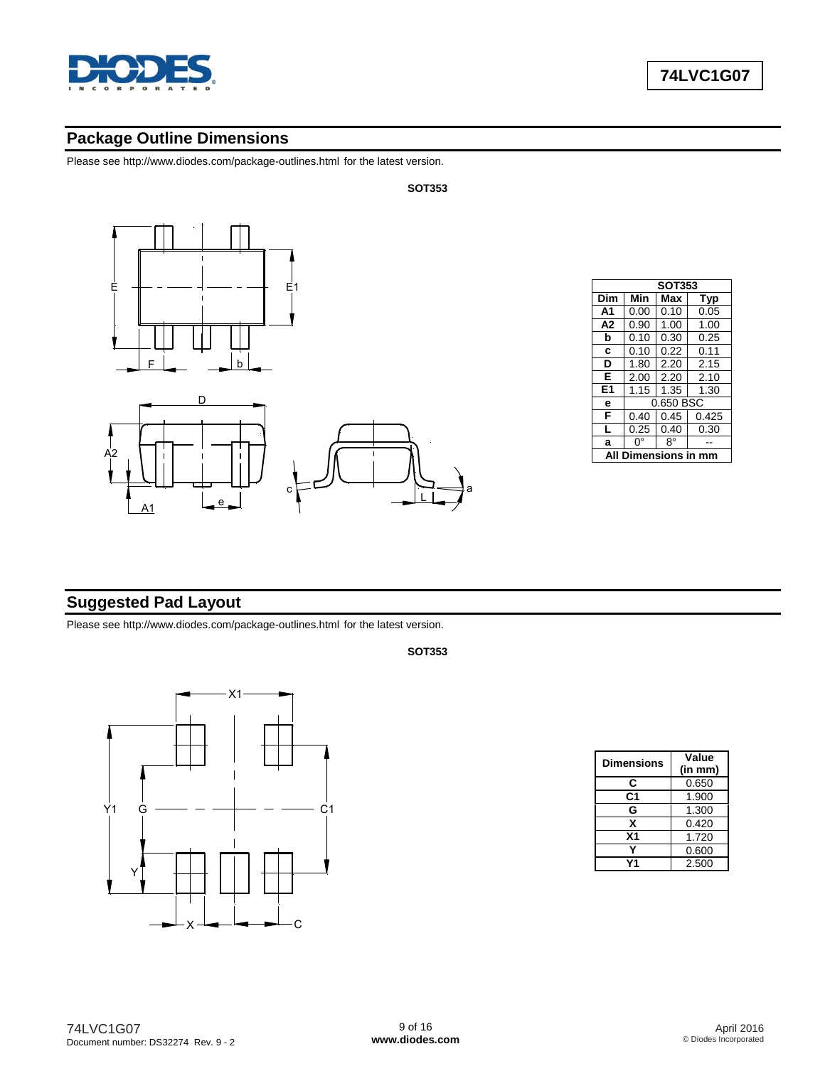## Package Outline Dimensions

Please see http://www.diodes.com/package-outlines.html for the latest version.

**SOT353**

| SOT353 | | | |
|---|---|---|---|
| **Dim** | **Min** | **Max** | **Typ** |
| **A1** | 0.00 | 0.10 | 0.05 |
| **A2** | 0.90 | 1.00 | 1.00 |
| **b** | 0.10 | 0.30 | 0.25 |
| **c** | 0.10 | 0.22 | 0.11 |
| **D** | 1.80 | 2.20 | 2.15 |
| **E** | 2.00 | 2.20 | 2.10 |
| **E1** | 1.15 | 1.35 | 1.30 |
| **e** | 0.650 BSC | | |
| **F** | 0.40 | 0.45 | 0.425 |
| **L** | 0.25 | 0.40 | 0.30 |
| **a** | 0° | 8° | -- |
| **All Dimensions in mm** | | | |

## Suggested Pad Layout

Please see http://www.diodes.com/package-outlines.html for the latest version.

**SOT353**

| Dimensions | Value (in mm) |
|---|---|
| **C** | 0.650 |
| **C1** | 1.900 |
| **G** | 1.300 |
| **X** | 0.420 |
| **X1** | 1.720 |
| **Y** | 0.600 |
| **Y1** | 2.500 |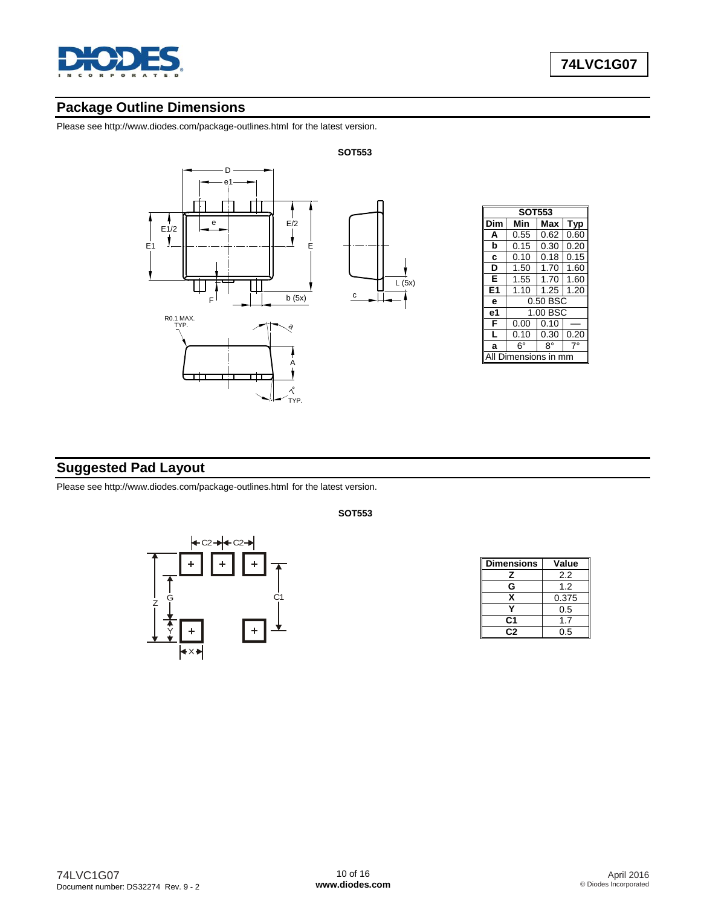## Package Outline Dimensions

Please see http://www.diodes.com/package-outlines.html for the latest version.

**SOT553**

| SOT553 | | | |
|---|---|---|---|
| **Dim** | **Min** | **Max** | **Typ** |
| **A** | 0.55 | 0.62 | 0.60 |
| **b** | 0.15 | 0.30 | 0.20 |
| **c** | 0.10 | 0.18 | 0.15 |
| **D** | 1.50 | 1.70 | 1.60 |
| **E** | 1.55 | 1.70 | 1.60 |
| **E1** | 1.10 | 1.25 | 1.20 |
| **e** | 0.50 BSC | | |
| **e1** | 1.00 BSC | | |
| **F** | 0.00 | 0.10 | — |
| **L** | 0.10 | 0.30 | 0.20 |
| **a** | 6° | 8° | 7° |
| All Dimensions in mm | | | |

## Suggested Pad Layout

Please see http://www.diodes.com/package-outlines.html for the latest version.

**SOT553**

| Dimensions | Value |
|---|---|
| Z | 2.2 |
| G | 1.2 |
| X | 0.375 |
| Y | 0.5 |
| C1 | 1.7 |
| C2 | 0.5 |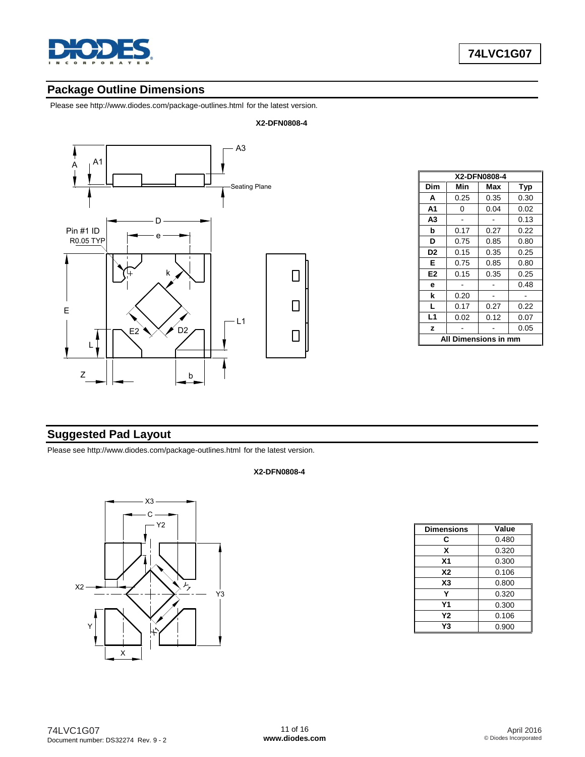## Package Outline Dimensions

Please see http://www.diodes.com/package-outlines.html for the latest version.

**X2-DFN0808-4**

| X2-DFN0808-4 | | | |
|---|---|---|---|
| **Dim** | **Min** | **Max** | **Typ** |
| **A** | 0.25 | 0.35 | 0.30 |
| **A1** | 0 | 0.04 | 0.02 |
| **A3** | - | - | 0.13 |
| **b** | 0.17 | 0.27 | 0.22 |
| **D** | 0.75 | 0.85 | 0.80 |
| **D2** | 0.15 | 0.35 | 0.25 |
| **E** | 0.75 | 0.85 | 0.80 |
| **E2** | 0.15 | 0.35 | 0.25 |
| **e** | - | - | 0.48 |
| **k** | 0.20 | - | - |
| **L** | 0.17 | 0.27 | 0.22 |
| **L1** | 0.02 | 0.12 | 0.07 |
| **z** | - | - | 0.05 |
| **All Dimensions in mm** | | | |

## Suggested Pad Layout

Please see http://www.diodes.com/package-outlines.html for the latest version.

**X2-DFN0808-4**

| Dimensions | Value |
|---|---|
| **C** | 0.480 |
| **X** | 0.320 |
| **X1** | 0.300 |
| **X2** | 0.106 |
| **X3** | 0.800 |
| **Y** | 0.320 |
| **Y1** | 0.300 |
| **Y2** | 0.106 |
| **Y3** | 0.900 |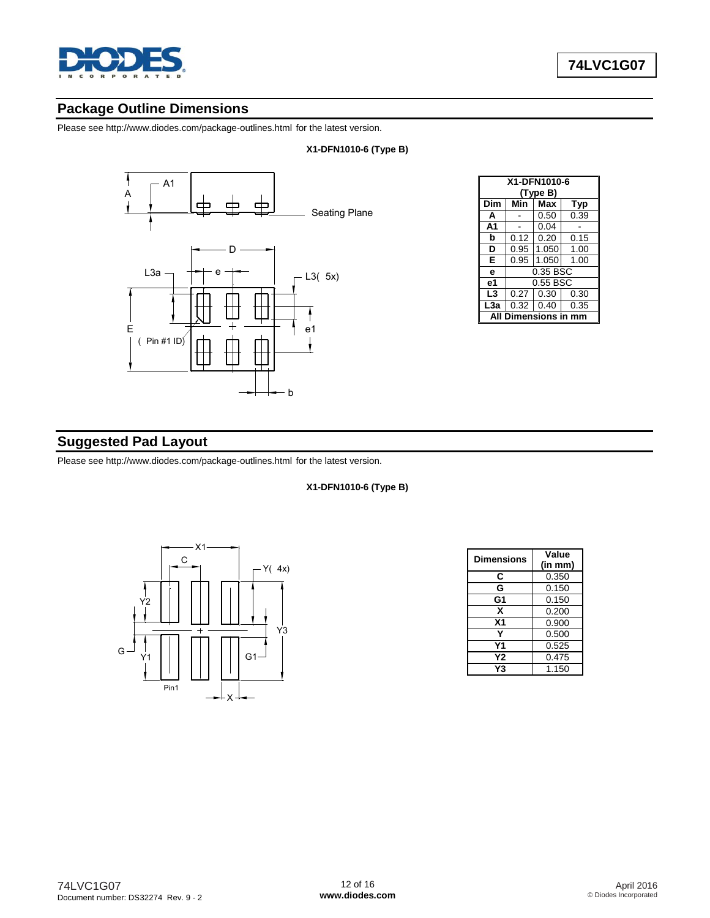## Package Outline Dimensions

Please see http://www.diodes.com/package-outlines.html for the latest version.

**X1-DFN1010-6 (Type B)**

| X1-DFN1010-6 (Type B) | | | |
|---|---|---|---|
| **Dim** | **Min** | **Max** | **Typ** |
| **A** | - | 0.50 | 0.39 |
| **A1** | - | 0.04 | - |
| **b** | 0.12 | 0.20 | 0.15 |
| **D** | 0.95 | 1.050 | 1.00 |
| **E** | 0.95 | 1.050 | 1.00 |
| **e** | 0.35 BSC | | |
| **e1** | 0.55 BSC | | |
| **L3** | 0.27 | 0.30 | 0.30 |
| **L3a** | 0.32 | 0.40 | 0.35 |
| **All Dimensions in mm** | | | |

## Suggested Pad Layout

Please see http://www.diodes.com/package-outlines.html for the latest version.

**X1-DFN1010-6 (Type B)**

| Dimensions | Value (in mm) |
|---|---|
| **C** | 0.350 |
| **G** | 0.150 |
| **G1** | 0.150 |
| **X** | 0.200 |
| **X1** | 0.900 |
| **Y** | 0.500 |
| **Y1** | 0.525 |
| **Y2** | 0.475 |
| **Y3** | 1.150 |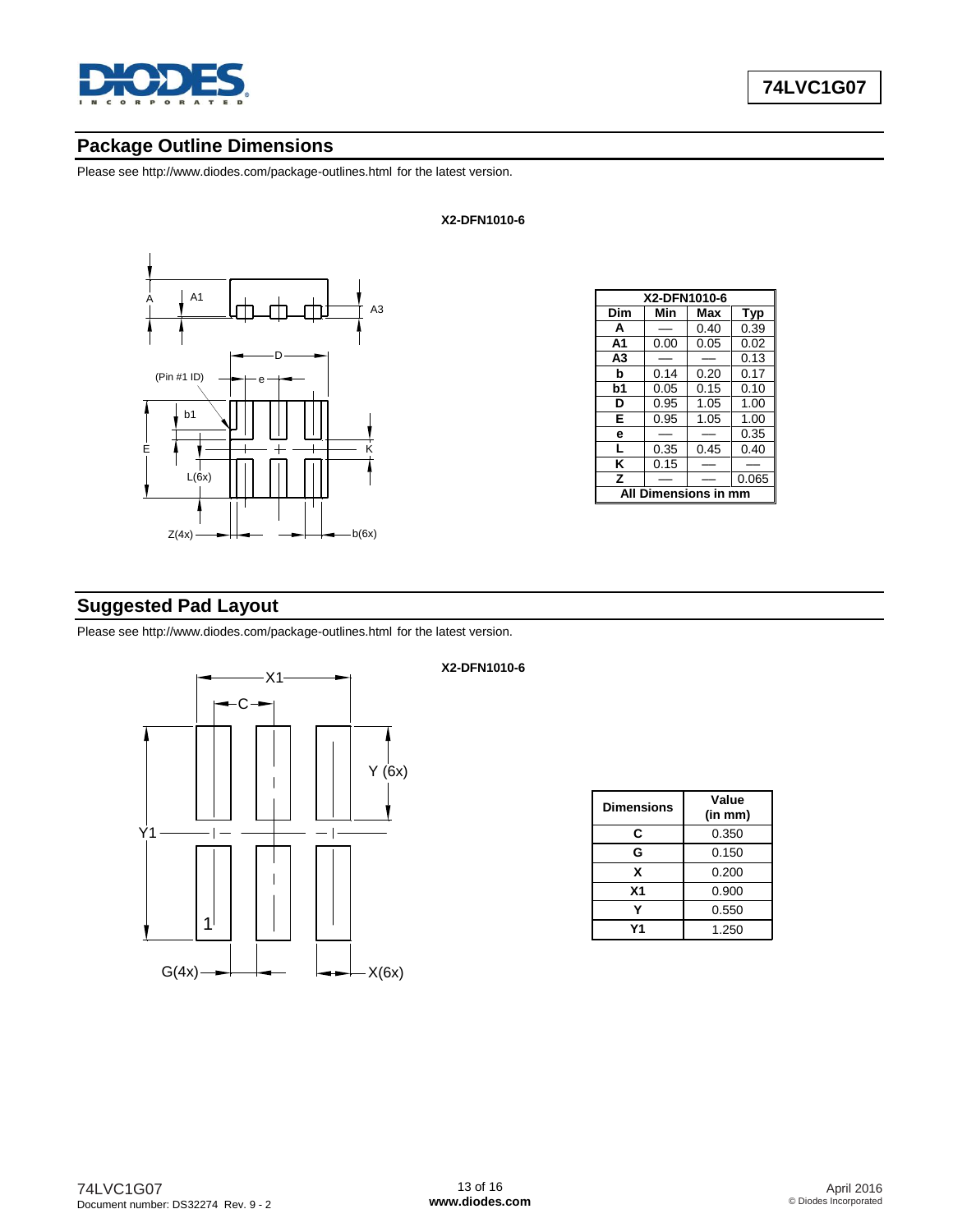## Package Outline Dimensions

Please see http://www.diodes.com/package-outlines.html for the latest version.

**X2-DFN1010-6**

| X2-DFN1010-6 | | | |
|---|---|---|---|
| **Dim** | **Min** | **Max** | **Typ** |
| **A** | — | 0.40 | 0.39 |
| **A1** | 0.00 | 0.05 | 0.02 |
| **A3** | — | — | 0.13 |
| **b** | 0.14 | 0.20 | 0.17 |
| **b1** | 0.05 | 0.15 | 0.10 |
| **D** | 0.95 | 1.05 | 1.00 |
| **E** | 0.95 | 1.05 | 1.00 |
| **e** | — | — | 0.35 |
| **L** | 0.35 | 0.45 | 0.40 |
| **K** | 0.15 | — | — |
| **Z** | — | — | 0.065 |
| **All Dimensions in mm** | | | |

## Suggested Pad Layout

Please see http://www.diodes.com/package-outlines.html for the latest version.

**X2-DFN1010-6**

| Dimensions | Value (in mm) |
|---|---|
| **C** | 0.350 |
| **G** | 0.150 |
| **X** | 0.200 |
| **X1** | 0.900 |
| **Y** | 0.550 |
| **Y1** | 1.250 |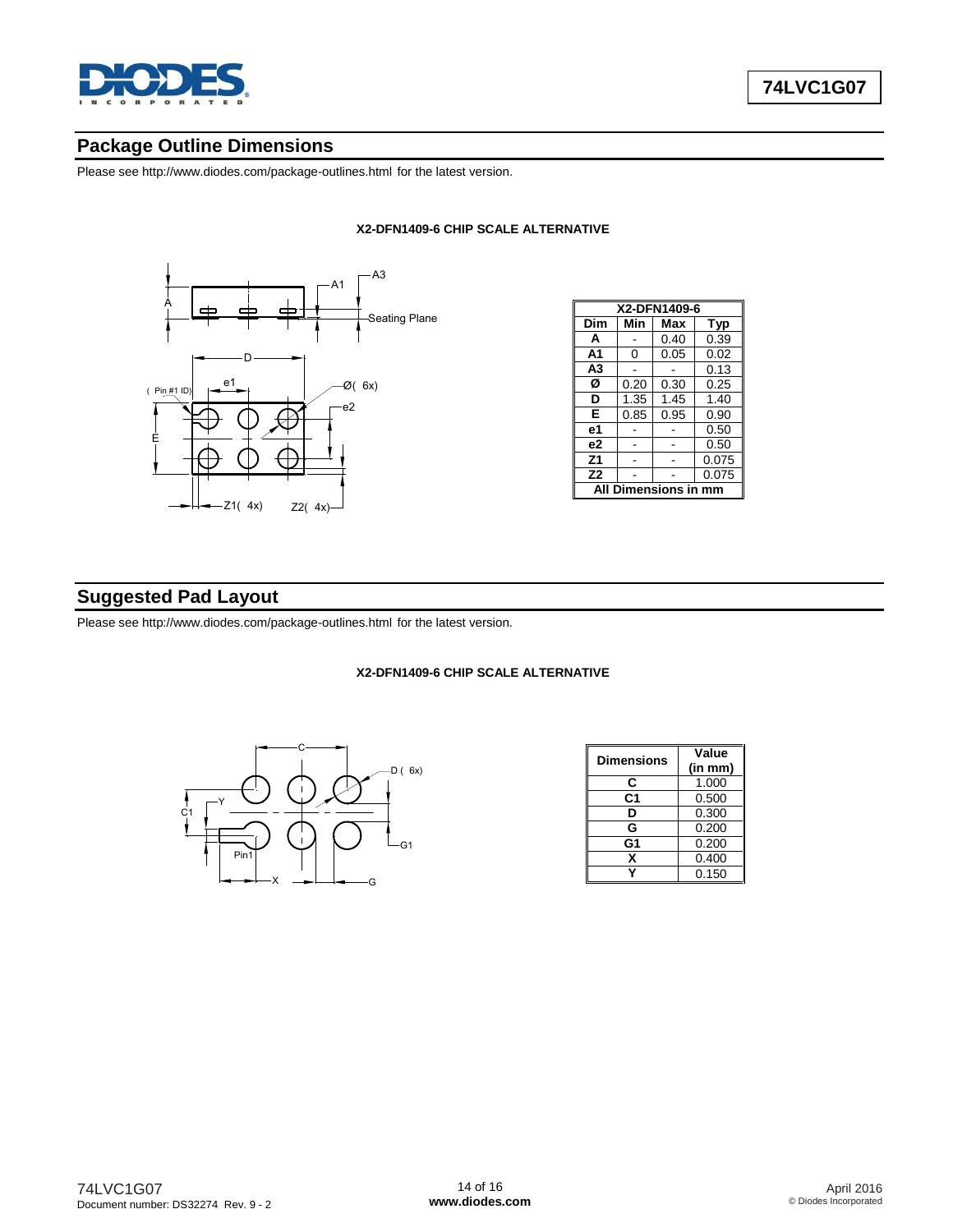## Package Outline Dimensions

Please see http://www.diodes.com/package-outlines.html for the latest version.

**X2-DFN1409-6 CHIP SCALE ALTERNATIVE**

| X2-DFN1409-6 | | | |
|---|---|---|---|
| Dim | Min | Max | Typ |
| A | - | 0.40 | 0.39 |
| A1 | 0 | 0.05 | 0.02 |
| A3 | - | - | 0.13 |
| Ø | 0.20 | 0.30 | 0.25 |
| D | 1.35 | 1.45 | 1.40 |
| E | 0.85 | 0.95 | 0.90 |
| e1 | - | - | 0.50 |
| e2 | - | - | 0.50 |
| Z1 | - | - | 0.075 |
| Z2 | - | - | 0.075 |
| All Dimensions in mm | | | |

## Suggested Pad Layout

Please see http://www.diodes.com/package-outlines.html for the latest version.

**X2-DFN1409-6 CHIP SCALE ALTERNATIVE**

| Dimensions | Value (in mm) |
|---|---|
| C | 1.000 |
| C1 | 0.500 |
| D | 0.300 |
| G | 0.200 |
| G1 | 0.200 |
| X | 0.400 |
| Y | 0.150 |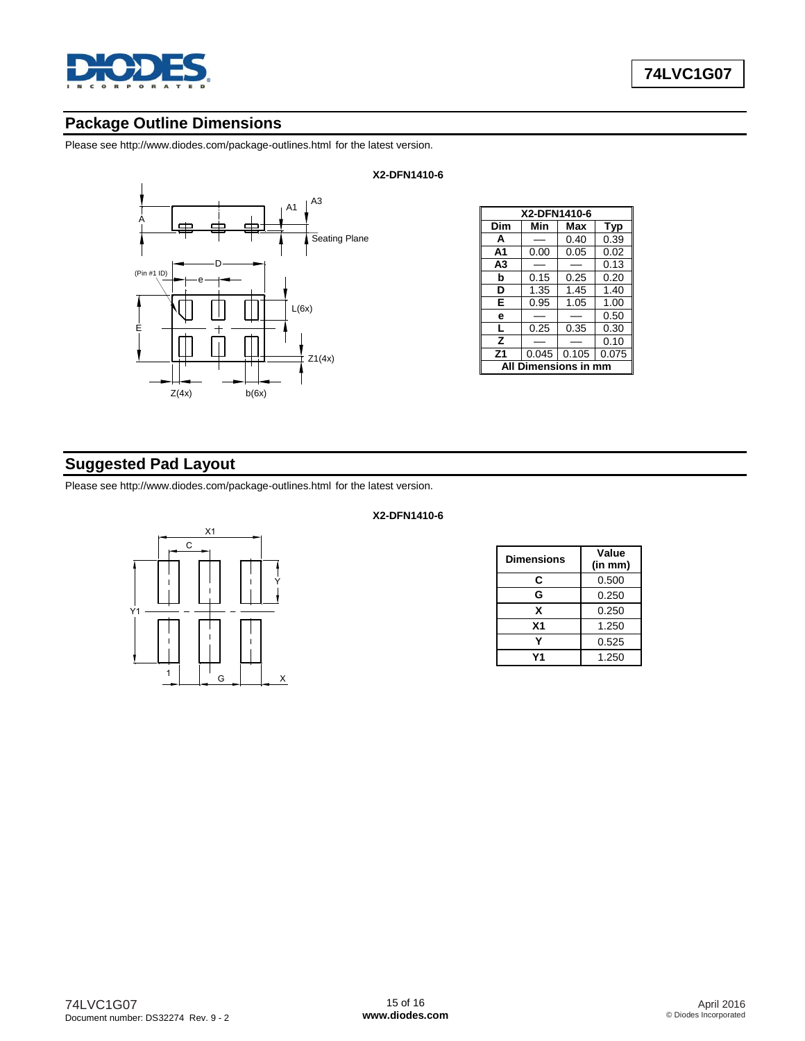## Package Outline Dimensions

Please see http://www.diodes.com/package-outlines.html for the latest version.

**X2-DFN1410-6**

| X2-DFN1410-6 | | | |
|---|---|---|---|
| **Dim** | **Min** | **Max** | **Typ** |
| **A** | — | 0.40 | 0.39 |
| **A1** | 0.00 | 0.05 | 0.02 |
| **A3** | — | — | 0.13 |
| **b** | 0.15 | 0.25 | 0.20 |
| **D** | 1.35 | 1.45 | 1.40 |
| **E** | 0.95 | 1.05 | 1.00 |
| **e** | — | — | 0.50 |
| **L** | 0.25 | 0.35 | 0.30 |
| **Z** | — | — | 0.10 |
| **Z1** | 0.045 | 0.105 | 0.075 |
| **All Dimensions in mm** | | | |

## Suggested Pad Layout

Please see http://www.diodes.com/package-outlines.html for the latest version.

**X2-DFN1410-6**

| Dimensions | Value (in mm) |
|---|---|
| **C** | 0.500 |
| **G** | 0.250 |
| **X** | 0.250 |
| **X1** | 1.250 |
| **Y** | 0.525 |
| **Y1** | 1.250 |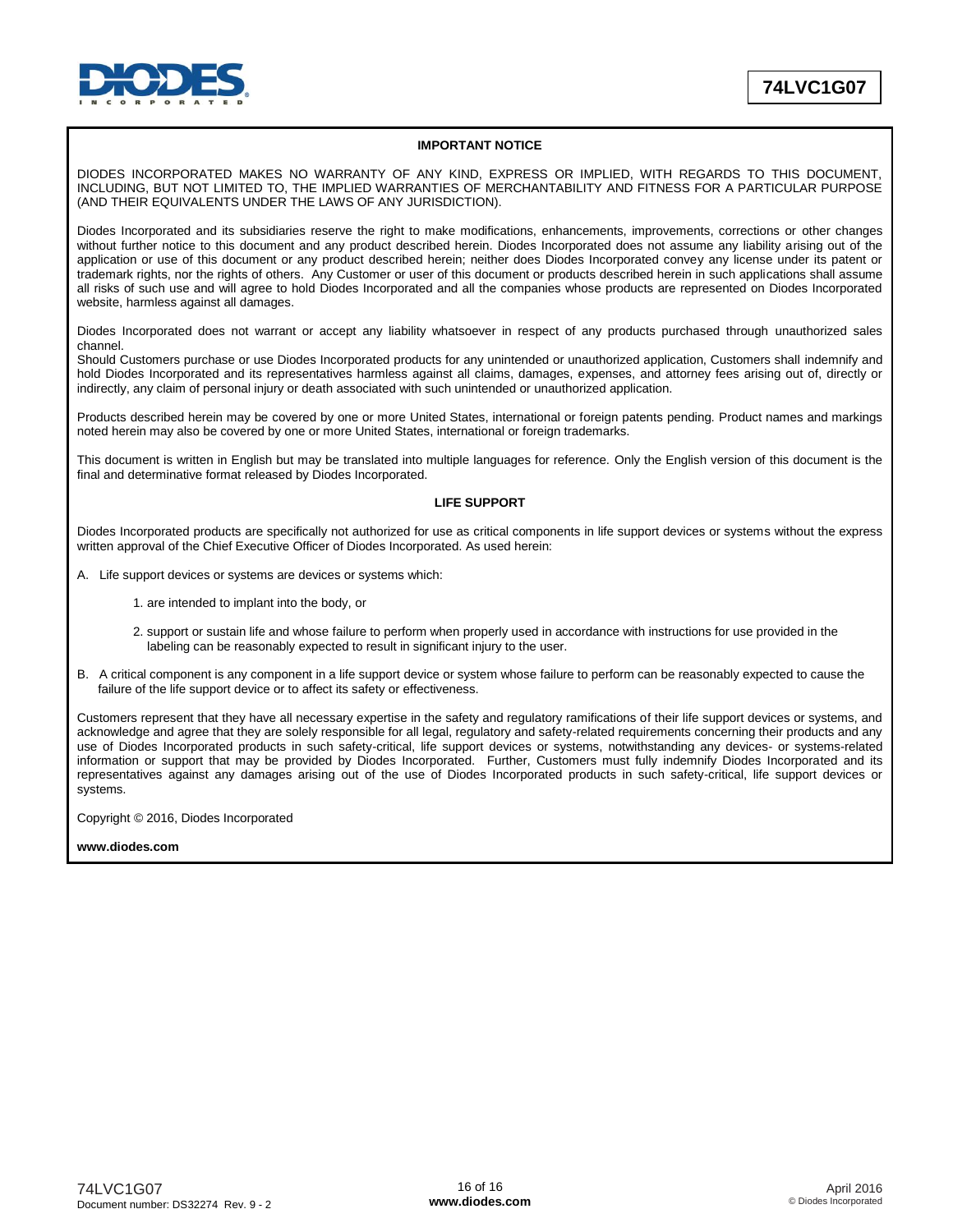## IMPORTANT NOTICE

DIODES INCORPORATED MAKES NO WARRANTY OF ANY KIND, EXPRESS OR IMPLIED, WITH REGARDS TO THIS DOCUMENT, INCLUDING, BUT NOT LIMITED TO, THE IMPLIED WARRANTIES OF MERCHANTABILITY AND FITNESS FOR A PARTICULAR PURPOSE (AND THEIR EQUIVALENTS UNDER THE LAWS OF ANY JURISDICTION).

Diodes Incorporated and its subsidiaries reserve the right to make modifications, enhancements, improvements, corrections or other changes without further notice to this document and any product described herein. Diodes Incorporated does not assume any liability arising out of the application or use of this document or any product described herein; neither does Diodes Incorporated convey any license under its patent or trademark rights, nor the rights of others. Any Customer or user of this document or products described herein in such applications shall assume all risks of such use and will agree to hold Diodes Incorporated and all the companies whose products are represented on Diodes Incorporated website, harmless against all damages.

Diodes Incorporated does not warrant or accept any liability whatsoever in respect of any products purchased through unauthorized sales channel.
Should Customers purchase or use Diodes Incorporated products for any unintended or unauthorized application, Customers shall indemnify and hold Diodes Incorporated and its representatives harmless against all claims, damages, expenses, and attorney fees arising out of, directly or indirectly, any claim of personal injury or death associated with such unintended or unauthorized application.

Products described herein may be covered by one or more United States, international or foreign patents pending. Product names and markings noted herein may also be covered by one or more United States, international or foreign trademarks.

This document is written in English but may be translated into multiple languages for reference. Only the English version of this document is the final and determinative format released by Diodes Incorporated.

## LIFE SUPPORT

Diodes Incorporated products are specifically not authorized for use as critical components in life support devices or systems without the express written approval of the Chief Executive Officer of Diodes Incorporated. As used herein:

A. Life support devices or systems are devices or systems which:

1. are intended to implant into the body, or

2. support or sustain life and whose failure to perform when properly used in accordance with instructions for use provided in the labeling can be reasonably expected to result in significant injury to the user.

B. A critical component is any component in a life support device or system whose failure to perform can be reasonably expected to cause the failure of the life support device or to affect its safety or effectiveness.

Customers represent that they have all necessary expertise in the safety and regulatory ramifications of their life support devices or systems, and acknowledge and agree that they are solely responsible for all legal, regulatory and safety-related requirements concerning their products and any use of Diodes Incorporated products in such safety-critical, life support devices or systems, notwithstanding any devices- or systems-related information or support that may be provided by Diodes Incorporated. Further, Customers must fully indemnify Diodes Incorporated and its representatives against any damages arising out of the use of Diodes Incorporated products in such safety-critical, life support devices or systems.

Copyright © 2016, Diodes Incorporated

**www.diodes.com**